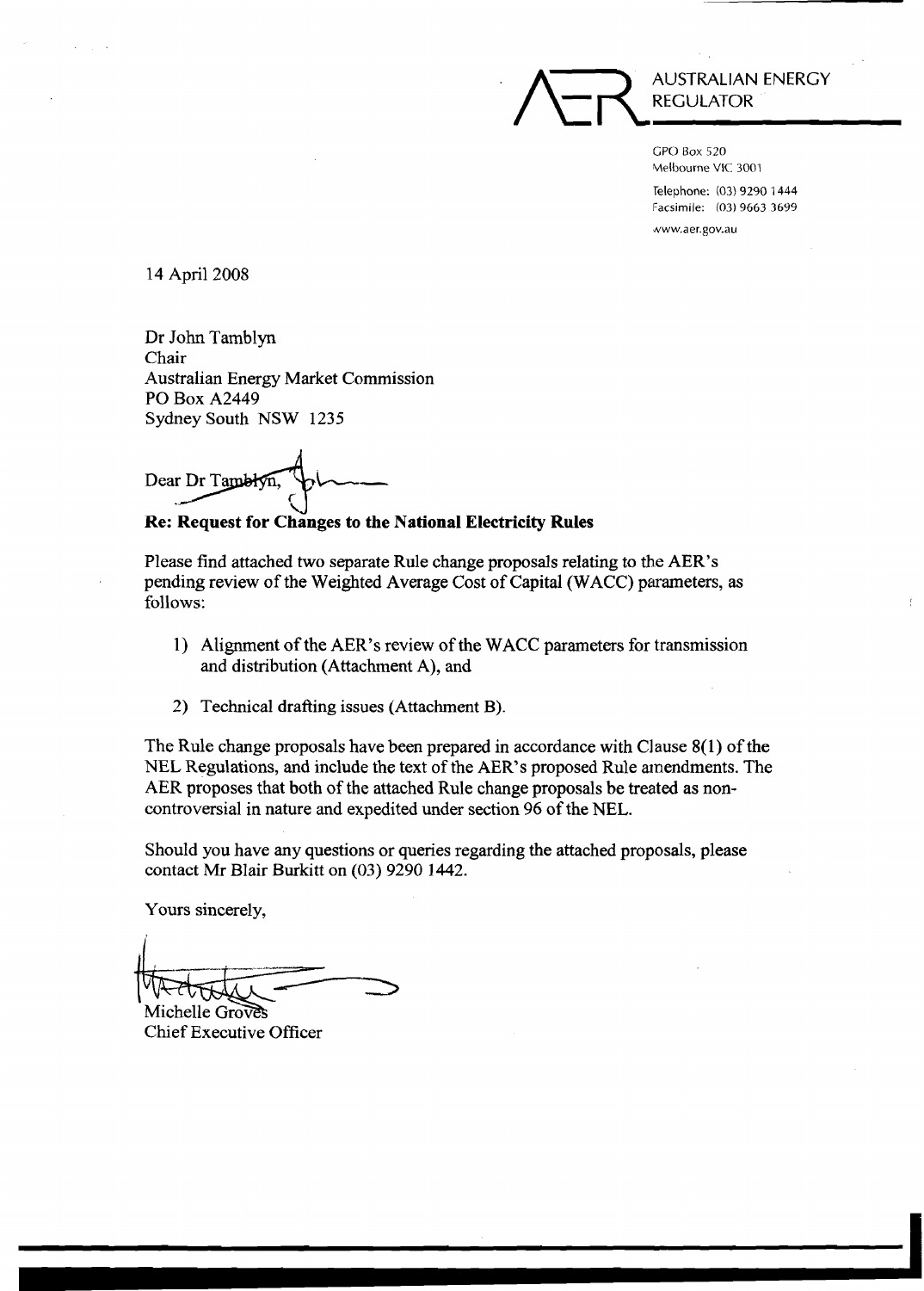AUSTRALIAN ENERGY REGULATOR

GPO Box 520
Melbourne VIC 3001

Telephone: (03) 9290 1444
Facsimile: (03) 9663 3699

www.aer.gov.au

14 April 2008

Dr John Tamblyn
Chair
Australian Energy Market Commission
PO Box A2449
Sydney South NSW 1235

Dear Dr Tamblyn,

**Re: Request for Changes to the National Electricity Rules**

Please find attached two separate Rule change proposals relating to the AER's pending review of the Weighted Average Cost of Capital (WACC) parameters, as follows:

1) Alignment of the AER's review of the WACC parameters for transmission and distribution (Attachment A), and
2) Technical drafting issues (Attachment B).

The Rule change proposals have been prepared in accordance with Clause 8(1) of the NEL Regulations, and include the text of the AER's proposed Rule amendments. The AER proposes that both of the attached Rule change proposals be treated as non-controversial in nature and expedited under section 96 of the NEL.

Should you have any questions or queries regarding the attached proposals, please contact Mr Blair Burkitt on (03) 9290 1442.

Yours sincerely,

Michelle Groves
Chief Executive Officer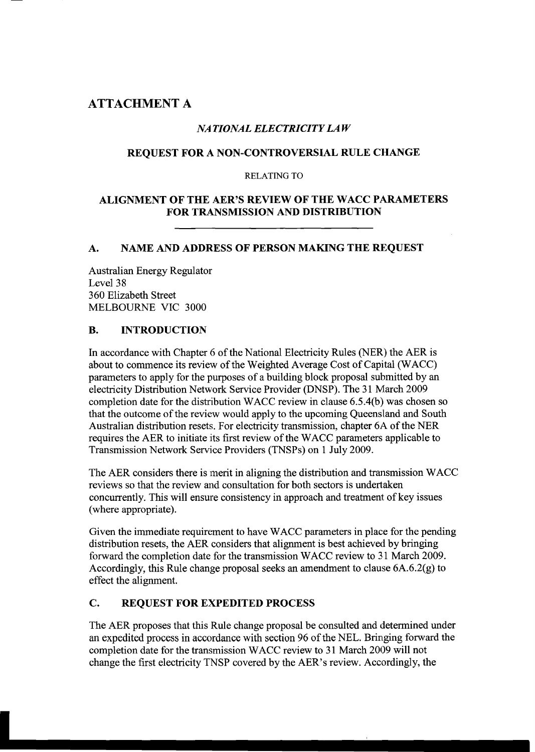# ATTACHMENT A

## *NATIONAL ELECTRICITY LAW*

## REQUEST FOR A NON-CONTROVERSIAL RULE CHANGE

RELATING TO

## ALIGNMENT OF THE AER'S REVIEW OF THE WACC PARAMETERS FOR TRANSMISSION AND DISTRIBUTION

### A. NAME AND ADDRESS OF PERSON MAKING THE REQUEST

Australian Energy Regulator
Level 38
360 Elizabeth Street
MELBOURNE VIC 3000

### B. INTRODUCTION

In accordance with Chapter 6 of the National Electricity Rules (NER) the AER is about to commence its review of the Weighted Average Cost of Capital (WACC) parameters to apply for the purposes of a building block proposal submitted by an electricity Distribution Network Service Provider (DNSP). The 31 March 2009 completion date for the distribution WACC review in clause 6.5.4(b) was chosen so that the outcome of the review would apply to the upcoming Queensland and South Australian distribution resets. For electricity transmission, chapter 6A of the NER requires the AER to initiate its first review of the WACC parameters applicable to Transmission Network Service Providers (TNSPs) on 1 July 2009.

The AER considers there is merit in aligning the distribution and transmission WACC reviews so that the review and consultation for both sectors is undertaken concurrently. This will ensure consistency in approach and treatment of key issues (where appropriate).

Given the immediate requirement to have WACC parameters in place for the pending distribution resets, the AER considers that alignment is best achieved by bringing forward the completion date for the transmission WACC review to 31 March 2009. Accordingly, this Rule change proposal seeks an amendment to clause 6A.6.2(g) to effect the alignment.

### C. REQUEST FOR EXPEDITED PROCESS

The AER proposes that this Rule change proposal be consulted and determined under an expedited process in accordance with section 96 of the NEL. Bringing forward the completion date for the transmission WACC review to 31 March 2009 will not change the first electricity TNSP covered by the AER's review. Accordingly, the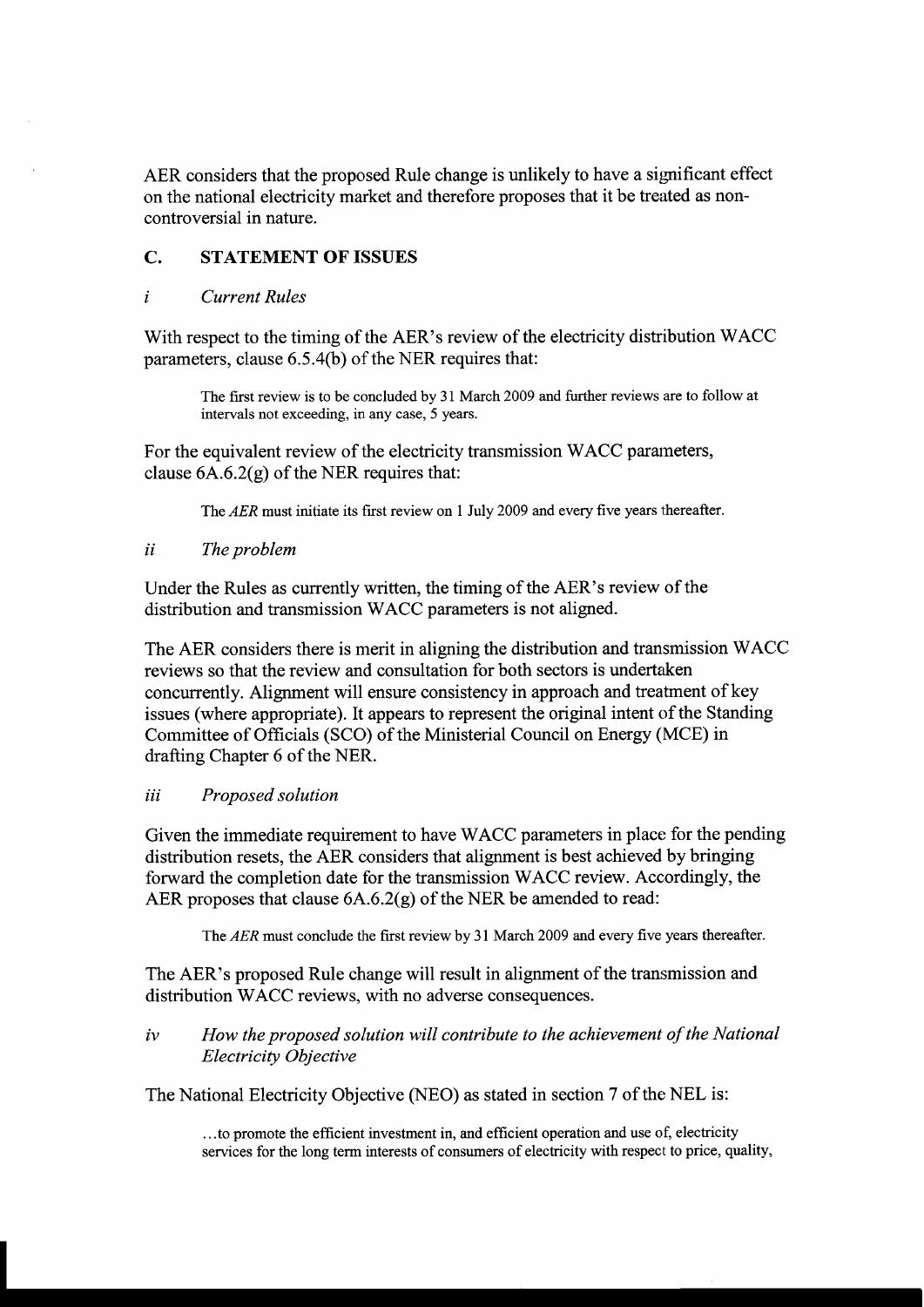AER considers that the proposed Rule change is unlikely to have a significant effect on the national electricity market and therefore proposes that it be treated as non-controversial in nature.

## C. STATEMENT OF ISSUES

### *i Current Rules*

With respect to the timing of the AER's review of the electricity distribution WACC parameters, clause 6.5.4(b) of the NER requires that:

> The first review is to be concluded by 31 March 2009 and further reviews are to follow at intervals not exceeding, in any case, 5 years.

For the equivalent review of the electricity transmission WACC parameters, clause 6A.6.2(g) of the NER requires that:

> The *AER* must initiate its first review on 1 July 2009 and every five years thereafter.

### *ii The problem*

Under the Rules as currently written, the timing of the AER's review of the distribution and transmission WACC parameters is not aligned.

The AER considers there is merit in aligning the distribution and transmission WACC reviews so that the review and consultation for both sectors is undertaken concurrently. Alignment will ensure consistency in approach and treatment of key issues (where appropriate). It appears to represent the original intent of the Standing Committee of Officials (SCO) of the Ministerial Council on Energy (MCE) in drafting Chapter 6 of the NER.

### *iii Proposed solution*

Given the immediate requirement to have WACC parameters in place for the pending distribution resets, the AER considers that alignment is best achieved by bringing forward the completion date for the transmission WACC review. Accordingly, the AER proposes that clause 6A.6.2(g) of the NER be amended to read:

> The *AER* must conclude the first review by 31 March 2009 and every five years thereafter.

The AER's proposed Rule change will result in alignment of the transmission and distribution WACC reviews, with no adverse consequences.

### *iv How the proposed solution will contribute to the achievement of the National Electricity Objective*

The National Electricity Objective (NEO) as stated in section 7 of the NEL is:

> …to promote the efficient investment in, and efficient operation and use of, electricity services for the long term interests of consumers of electricity with respect to price, quality,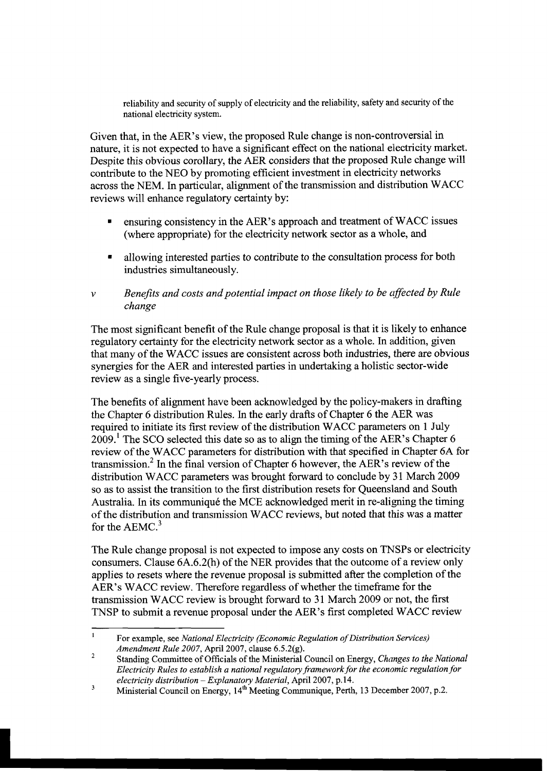reliability and security of supply of electricity and the reliability, safety and security of the national electricity system.

Given that, in the AER's view, the proposed Rule change is non-controversial in nature, it is not expected to have a significant effect on the national electricity market. Despite this obvious corollary, the AER considers that the proposed Rule change will contribute to the NEO by promoting efficient investment in electricity networks across the NEM. In particular, alignment of the transmission and distribution WACC reviews will enhance regulatory certainty by:

- ensuring consistency in the AER's approach and treatment of WACC issues (where appropriate) for the electricity network sector as a whole, and
- allowing interested parties to contribute to the consultation process for both industries simultaneously.

*v* *Benefits and costs and potential impact on those likely to be affected by Rule change*

The most significant benefit of the Rule change proposal is that it is likely to enhance regulatory certainty for the electricity network sector as a whole. In addition, given that many of the WACC issues are consistent across both industries, there are obvious synergies for the AER and interested parties in undertaking a holistic sector-wide review as a single five-yearly process.

The benefits of alignment have been acknowledged by the policy-makers in drafting the Chapter 6 distribution Rules. In the early drafts of Chapter 6 the AER was required to initiate its first review of the distribution WACC parameters on 1 July 2009.[1] The SCO selected this date so as to align the timing of the AER's Chapter 6 review of the WACC parameters for distribution with that specified in Chapter 6A for transmission.[2] In the final version of Chapter 6 however, the AER's review of the distribution WACC parameters was brought forward to conclude by 31 March 2009 so as to assist the transition to the first distribution resets for Queensland and South Australia. In its communiqué the MCE acknowledged merit in re-aligning the timing of the distribution and transmission WACC reviews, but noted that this was a matter for the AEMC.[3]

The Rule change proposal is not expected to impose any costs on TNSPs or electricity consumers. Clause 6A.6.2(h) of the NER provides that the outcome of a review only applies to resets where the revenue proposal is submitted after the completion of the AER's WACC review. Therefore regardless of whether the timeframe for the transmission WACC review is brought forward to 31 March 2009 or not, the first TNSP to submit a revenue proposal under the AER's first completed WACC review

---

1. For example, see *National Electricity (Economic Regulation of Distribution Services) Amendment Rule 2007*, April 2007, clause 6.5.2(g).
2. Standing Committee of Officials of the Ministerial Council on Energy, *Changes to the National Electricity Rules to establish a national regulatory framework for the economic regulation for electricity distribution – Explanatory Material*, April 2007, p.14.
3. Ministerial Council on Energy, 14th Meeting Communique, Perth, 13 December 2007, p.2.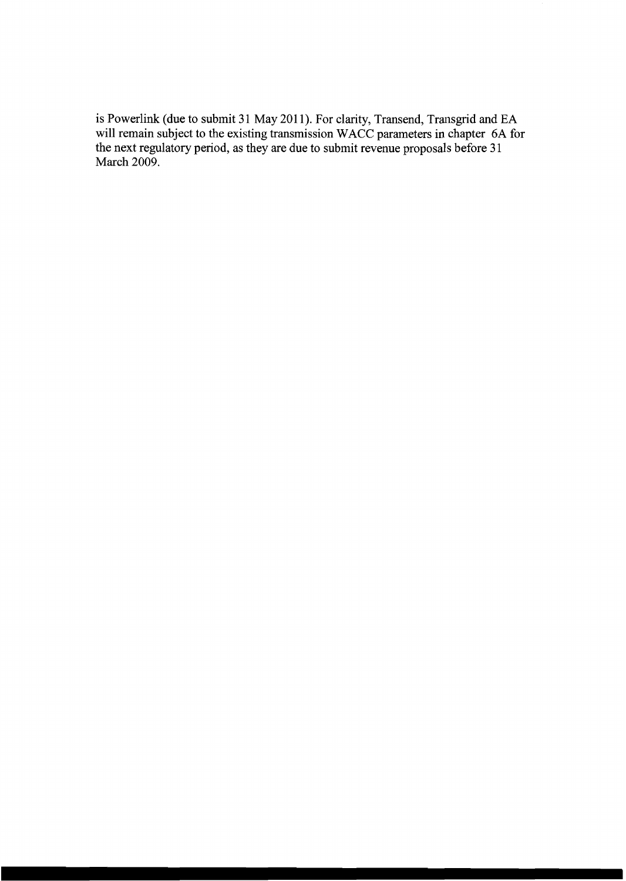is Powerlink (due to submit 31 May 2011). For clarity, Transend, Transgrid and EA will remain subject to the existing transmission WACC parameters in chapter 6A for the next regulatory period, as they are due to submit revenue proposals before 31 March 2009.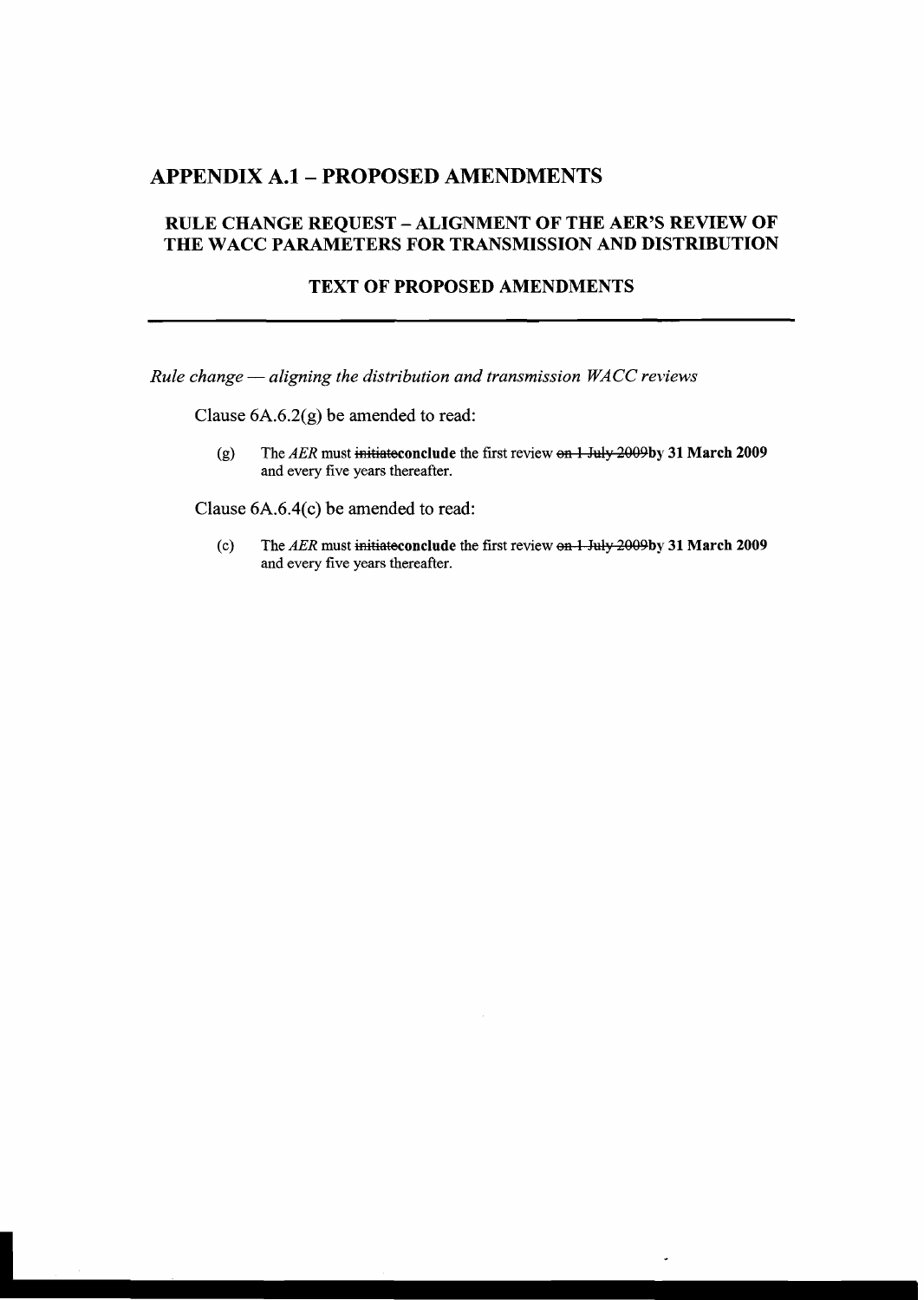## APPENDIX A.1 – PROPOSED AMENDMENTS

### RULE CHANGE REQUEST – ALIGNMENT OF THE AER'S REVIEW OF THE WACC PARAMETERS FOR TRANSMISSION AND DISTRIBUTION

### TEXT OF PROPOSED AMENDMENTS

---

*Rule change — aligning the distribution and transmission WACC reviews*

Clause 6A.6.2(g) be amended to read:

> (g) The *AER* must ~~initiate~~**conclude** the first review ~~on 1 July 2009~~**by 31 March 2009** and every five years thereafter.

Clause 6A.6.4(c) be amended to read:

> (c) The *AER* must ~~initiate~~**conclude** the first review ~~on 1 July 2009~~**by 31 March 2009** and every five years thereafter.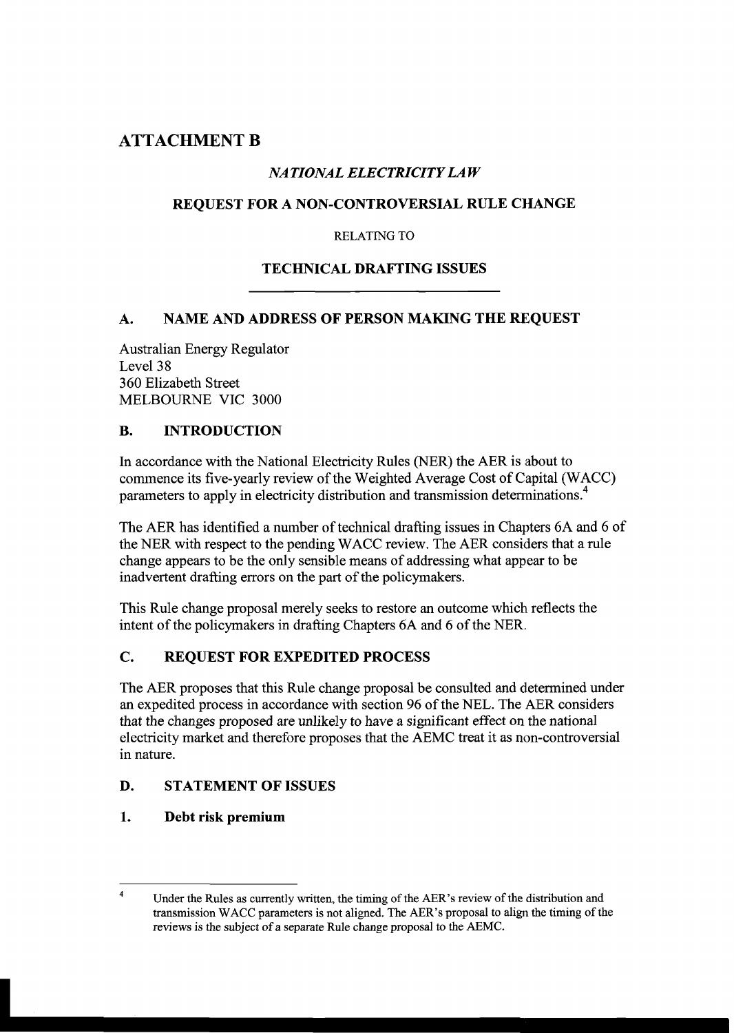# ATTACHMENT B

## *NATIONAL ELECTRICITY LAW*

## REQUEST FOR A NON-CONTROVERSIAL RULE CHANGE

RELATING TO

## TECHNICAL DRAFTING ISSUES

### A. NAME AND ADDRESS OF PERSON MAKING THE REQUEST

Australian Energy Regulator
Level 38
360 Elizabeth Street
MELBOURNE VIC 3000

### B. INTRODUCTION

In accordance with the National Electricity Rules (NER) the AER is about to commence its five-yearly review of the Weighted Average Cost of Capital (WACC) parameters to apply in electricity distribution and transmission determinations.[4]

The AER has identified a number of technical drafting issues in Chapters 6A and 6 of the NER with respect to the pending WACC review. The AER considers that a rule change appears to be the only sensible means of addressing what appear to be inadvertent drafting errors on the part of the policymakers.

This Rule change proposal merely seeks to restore an outcome which reflects the intent of the policymakers in drafting Chapters 6A and 6 of the NER.

### C. REQUEST FOR EXPEDITED PROCESS

The AER proposes that this Rule change proposal be consulted and determined under an expedited process in accordance with section 96 of the NEL. The AER considers that the changes proposed are unlikely to have a significant effect on the national electricity market and therefore proposes that the AEMC treat it as non-controversial in nature.

### D. STATEMENT OF ISSUES

#### 1. Debt risk premium

[4] Under the Rules as currently written, the timing of the AER's review of the distribution and transmission WACC parameters is not aligned. The AER's proposal to align the timing of the reviews is the subject of a separate Rule change proposal to the AEMC.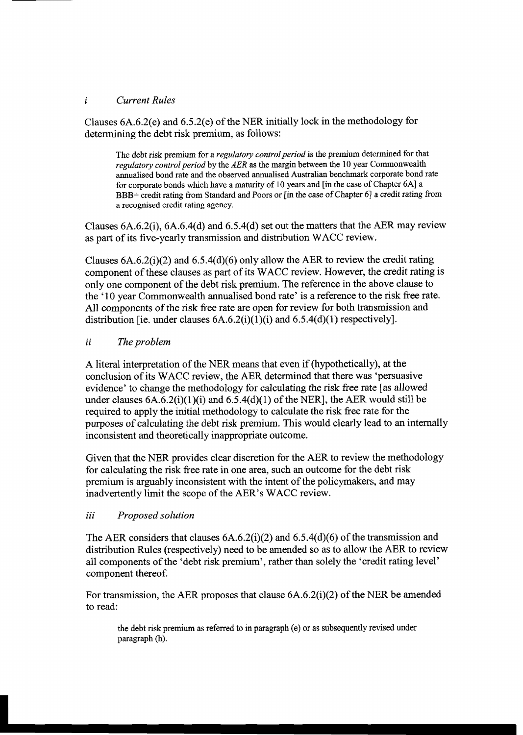### *i Current Rules*

Clauses 6A.6.2(e) and 6.5.2(e) of the NER initially lock in the methodology for determining the debt risk premium, as follows:

> The debt risk premium for a *regulatory control period* is the premium determined for that *regulatory control period* by the *AER* as the margin between the 10 year Commonwealth annualised bond rate and the observed annualised Australian benchmark corporate bond rate for corporate bonds which have a maturity of 10 years and [in the case of Chapter 6A] a BBB+ credit rating from Standard and Poors or [in the case of Chapter 6] a credit rating from a recognised credit rating agency.

Clauses 6A.6.2(i), 6A.6.4(d) and 6.5.4(d) set out the matters that the AER may review as part of its five-yearly transmission and distribution WACC review.

Clauses 6A.6.2(i)(2) and 6.5.4(d)(6) only allow the AER to review the credit rating component of these clauses as part of its WACC review. However, the credit rating is only one component of the debt risk premium. The reference in the above clause to the '10 year Commonwealth annualised bond rate' is a reference to the risk free rate. All components of the risk free rate are open for review for both transmission and distribution [ie. under clauses 6A.6.2(i)(1)(i) and 6.5.4(d)(1) respectively].

### *ii The problem*

A literal interpretation of the NER means that even if (hypothetically), at the conclusion of its WACC review, the AER determined that there was 'persuasive evidence' to change the methodology for calculating the risk free rate [as allowed under clauses 6A.6.2(i)(1)(i) and 6.5.4(d)(1) of the NER], the AER would still be required to apply the initial methodology to calculate the risk free rate for the purposes of calculating the debt risk premium. This would clearly lead to an internally inconsistent and theoretically inappropriate outcome.

Given that the NER provides clear discretion for the AER to review the methodology for calculating the risk free rate in one area, such an outcome for the debt risk premium is arguably inconsistent with the intent of the policymakers, and may inadvertently limit the scope of the AER's WACC review.

### *iii Proposed solution*

The AER considers that clauses 6A.6.2(i)(2) and 6.5.4(d)(6) of the transmission and distribution Rules (respectively) need to be amended so as to allow the AER to review all components of the 'debt risk premium', rather than solely the 'credit rating level' component thereof.

For transmission, the AER proposes that clause 6A.6.2(i)(2) of the NER be amended to read:

> the debt risk premium as referred to in paragraph (e) or as subsequently revised under paragraph (h).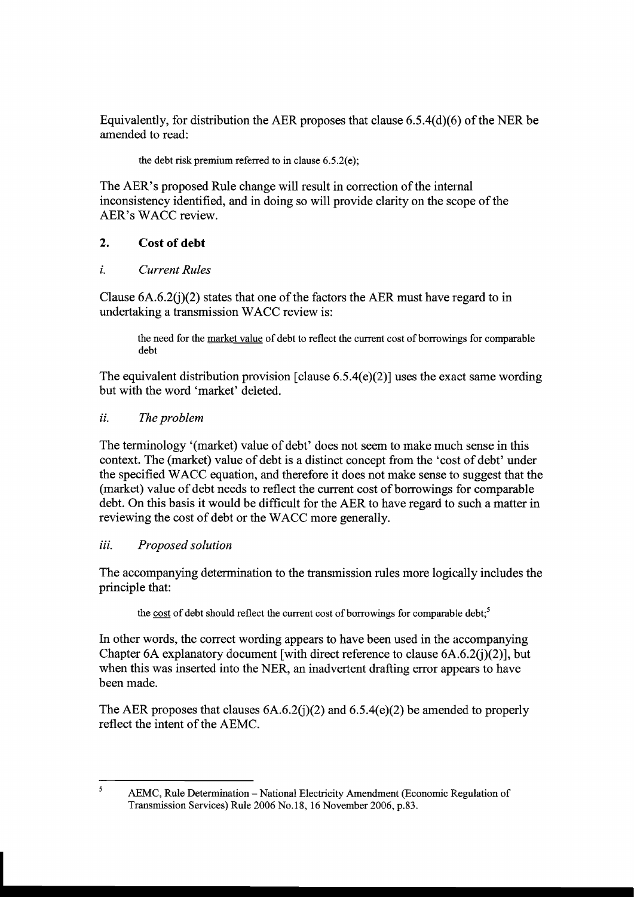Equivalently, for distribution the AER proposes that clause 6.5.4(d)(6) of the NER be amended to read:

> the debt risk premium referred to in clause 6.5.2(e);

The AER's proposed Rule change will result in correction of the internal inconsistency identified, and in doing so will provide clarity on the scope of the AER's WACC review.

## 2. Cost of debt

### *i. Current Rules*

Clause 6A.6.2(j)(2) states that one of the factors the AER must have regard to in undertaking a transmission WACC review is:

> the need for the market value of debt to reflect the current cost of borrowings for comparable debt

The equivalent distribution provision [clause 6.5.4(e)(2)] uses the exact same wording but with the word 'market' deleted.

### *ii. The problem*

The terminology '(market) value of debt' does not seem to make much sense in this context. The (market) value of debt is a distinct concept from the 'cost of debt' under the specified WACC equation, and therefore it does not make sense to suggest that the (market) value of debt needs to reflect the current cost of borrowings for comparable debt. On this basis it would be difficult for the AER to have regard to such a matter in reviewing the cost of debt or the WACC more generally.

### *iii. Proposed solution*

The accompanying determination to the transmission rules more logically includes the principle that:

> the cost of debt should reflect the current cost of borrowings for comparable debt;[5]

In other words, the correct wording appears to have been used in the accompanying Chapter 6A explanatory document [with direct reference to clause 6A.6.2(j)(2)], but when this was inserted into the NER, an inadvertent drafting error appears to have been made.

The AER proposes that clauses 6A.6.2(j)(2) and 6.5.4(e)(2) be amended to properly reflect the intent of the AEMC.

---

[5] AEMC, Rule Determination – National Electricity Amendment (Economic Regulation of Transmission Services) Rule 2006 No.18, 16 November 2006, p.83.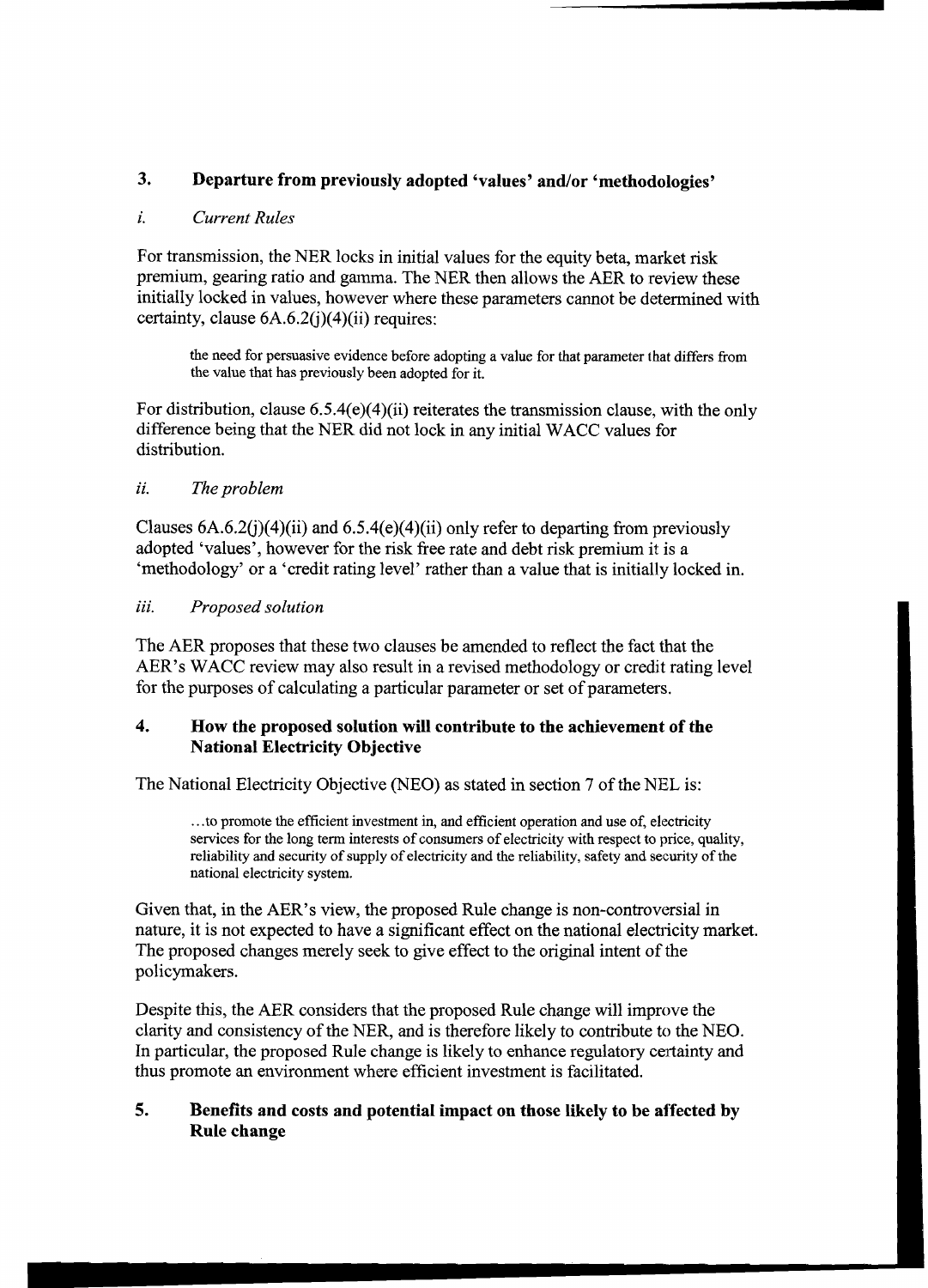## 3. Departure from previously adopted 'values' and/or 'methodologies'

### *i. Current Rules*

For transmission, the NER locks in initial values for the equity beta, market risk premium, gearing ratio and gamma. The NER then allows the AER to review these initially locked in values, however where these parameters cannot be determined with certainty, clause 6A.6.2(j)(4)(ii) requires:

> the need for persuasive evidence before adopting a value for that parameter that differs from the value that has previously been adopted for it.

For distribution, clause 6.5.4(e)(4)(ii) reiterates the transmission clause, with the only difference being that the NER did not lock in any initial WACC values for distribution.

### *ii. The problem*

Clauses 6A.6.2(j)(4)(ii) and 6.5.4(e)(4)(ii) only refer to departing from previously adopted 'values', however for the risk free rate and debt risk premium it is a 'methodology' or a 'credit rating level' rather than a value that is initially locked in.

### *iii. Proposed solution*

The AER proposes that these two clauses be amended to reflect the fact that the AER's WACC review may also result in a revised methodology or credit rating level for the purposes of calculating a particular parameter or set of parameters.

## 4. How the proposed solution will contribute to the achievement of the National Electricity Objective

The National Electricity Objective (NEO) as stated in section 7 of the NEL is:

> …to promote the efficient investment in, and efficient operation and use of, electricity services for the long term interests of consumers of electricity with respect to price, quality, reliability and security of supply of electricity and the reliability, safety and security of the national electricity system.

Given that, in the AER's view, the proposed Rule change is non-controversial in nature, it is not expected to have a significant effect on the national electricity market. The proposed changes merely seek to give effect to the original intent of the policymakers.

Despite this, the AER considers that the proposed Rule change will improve the clarity and consistency of the NER, and is therefore likely to contribute to the NEO. In particular, the proposed Rule change is likely to enhance regulatory certainty and thus promote an environment where efficient investment is facilitated.

## 5. Benefits and costs and potential impact on those likely to be affected by Rule change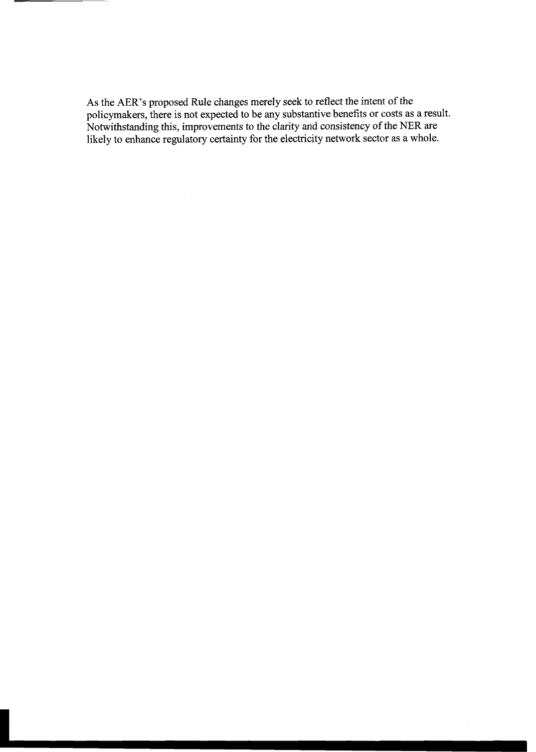As the AER's proposed Rule changes merely seek to reflect the intent of the policymakers, there is not expected to be any substantive benefits or costs as a result. Notwithstanding this, improvements to the clarity and consistency of the NER are likely to enhance regulatory certainty for the electricity network sector as a whole.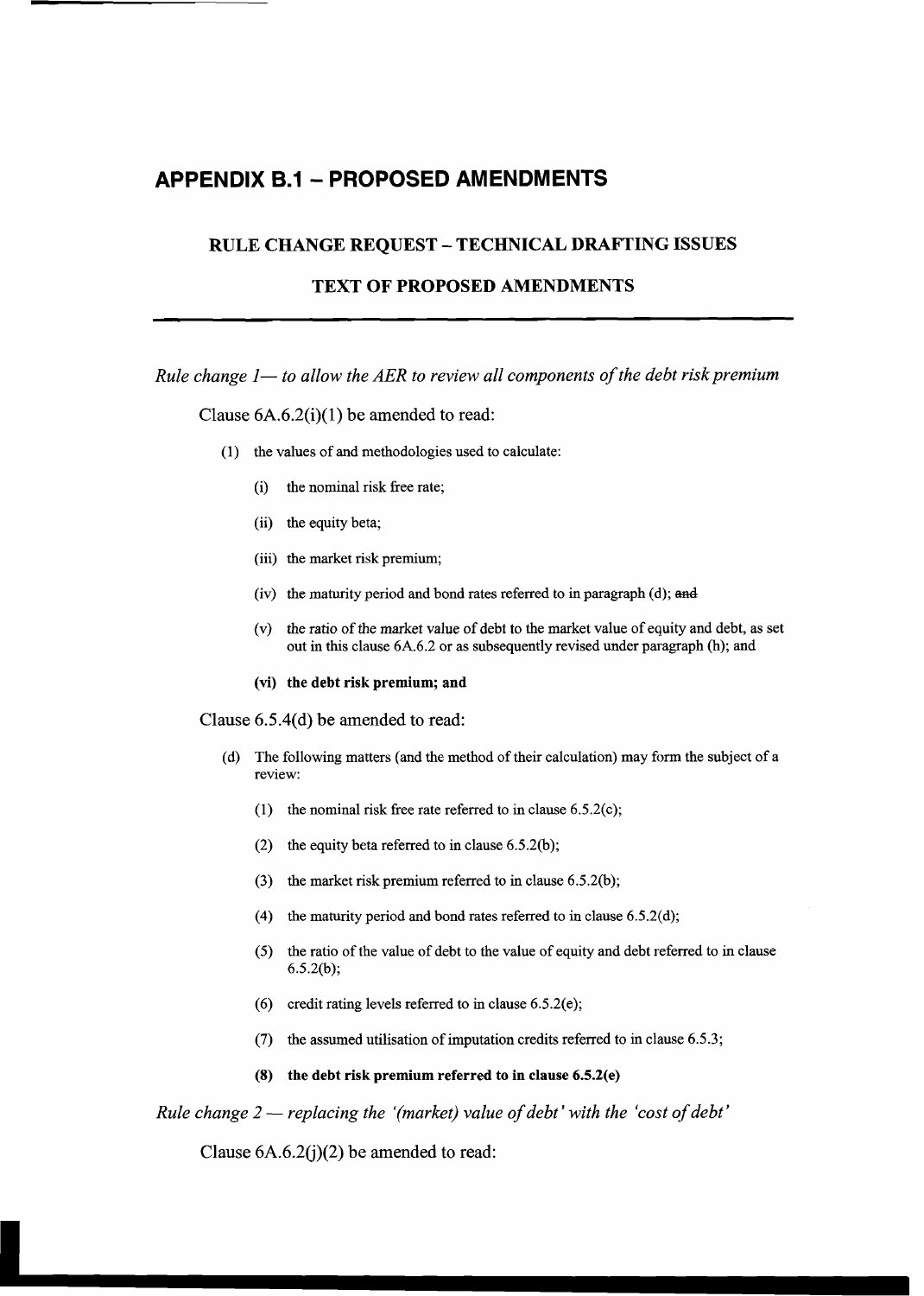# APPENDIX B.1 – PROPOSED AMENDMENTS

## RULE CHANGE REQUEST – TECHNICAL DRAFTING ISSUES

## TEXT OF PROPOSED AMENDMENTS

*Rule change 1— to allow the AER to review all components of the debt risk premium*

Clause 6A.6.2(i)(1) be amended to read:

(1) the values of and methodologies used to calculate:

(i) the nominal risk free rate;

(ii) the equity beta;

(iii) the market risk premium;

(iv) the maturity period and bond rates referred to in paragraph (d); ~~and~~

(v) the ratio of the market value of debt to the market value of equity and debt, as set out in this clause 6A.6.2 or as subsequently revised under paragraph (h); and

**(vi) the debt risk premium; and**

Clause 6.5.4(d) be amended to read:

(d) The following matters (and the method of their calculation) may form the subject of a review:

(1) the nominal risk free rate referred to in clause 6.5.2(c);

(2) the equity beta referred to in clause 6.5.2(b);

(3) the market risk premium referred to in clause 6.5.2(b);

(4) the maturity period and bond rates referred to in clause 6.5.2(d);

(5) the ratio of the value of debt to the value of equity and debt referred to in clause 6.5.2(b);

(6) credit rating levels referred to in clause 6.5.2(e);

(7) the assumed utilisation of imputation credits referred to in clause 6.5.3;

**(8) the debt risk premium referred to in clause 6.5.2(e)**

*Rule change 2 — replacing the '(market) value of debt' with the 'cost of debt'*

Clause 6A.6.2(j)(2) be amended to read: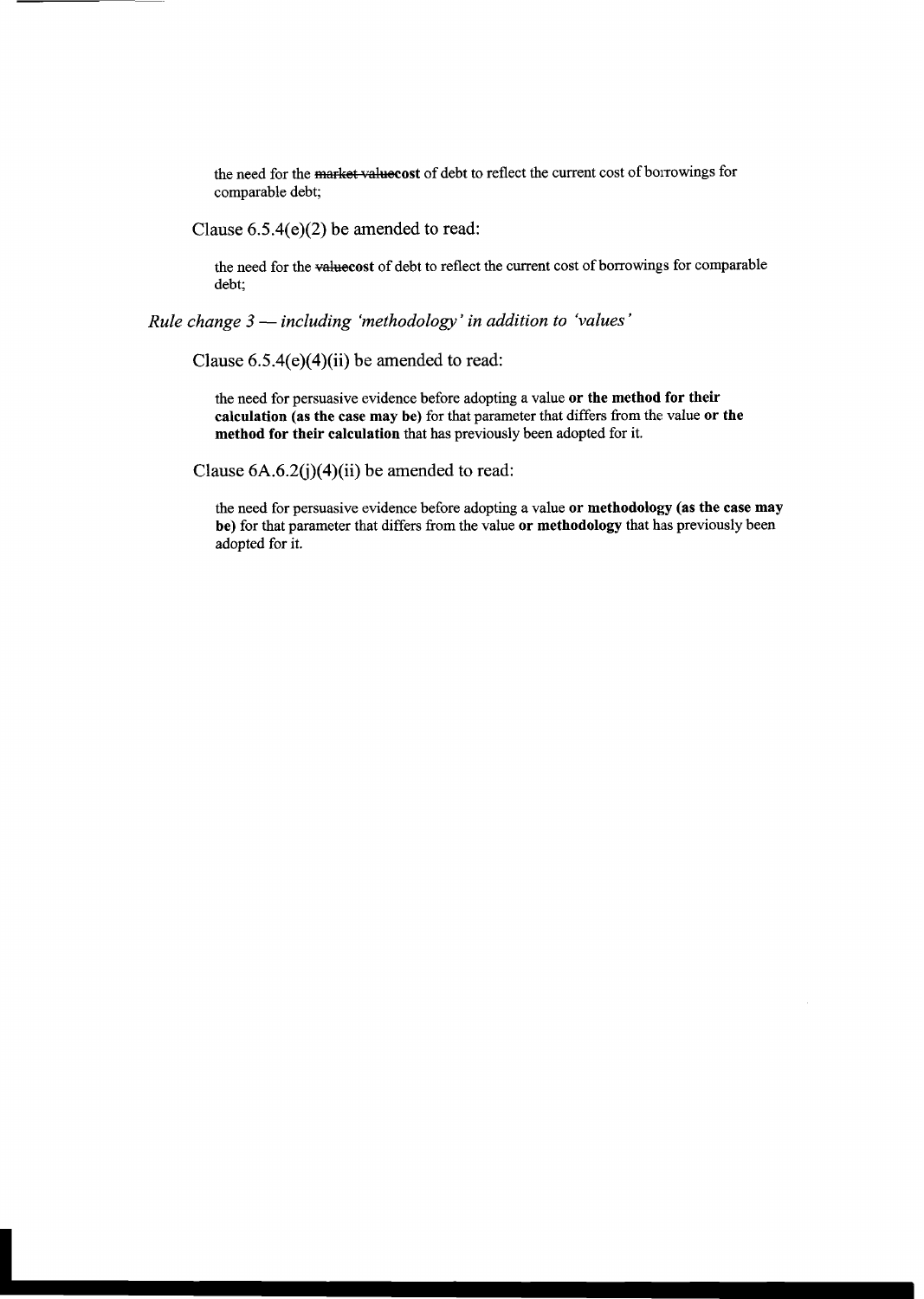> the need for the ~~market value~~**cost** of debt to reflect the current cost of borrowings for comparable debt;

Clause 6.5.4(e)(2) be amended to read:

> the need for the ~~value~~**cost** of debt to reflect the current cost of borrowings for comparable debt;

*Rule change 3 — including 'methodology' in addition to 'values'*

Clause 6.5.4(e)(4)(ii) be amended to read:

> the need for persuasive evidence before adopting a value **or the method for their calculation (as the case may be)** for that parameter that differs from the value **or the method for their calculation** that has previously been adopted for it.

Clause 6A.6.2(j)(4)(ii) be amended to read:

> the need for persuasive evidence before adopting a value **or methodology (as the case may be)** for that parameter that differs from the value **or methodology** that has previously been adopted for it.